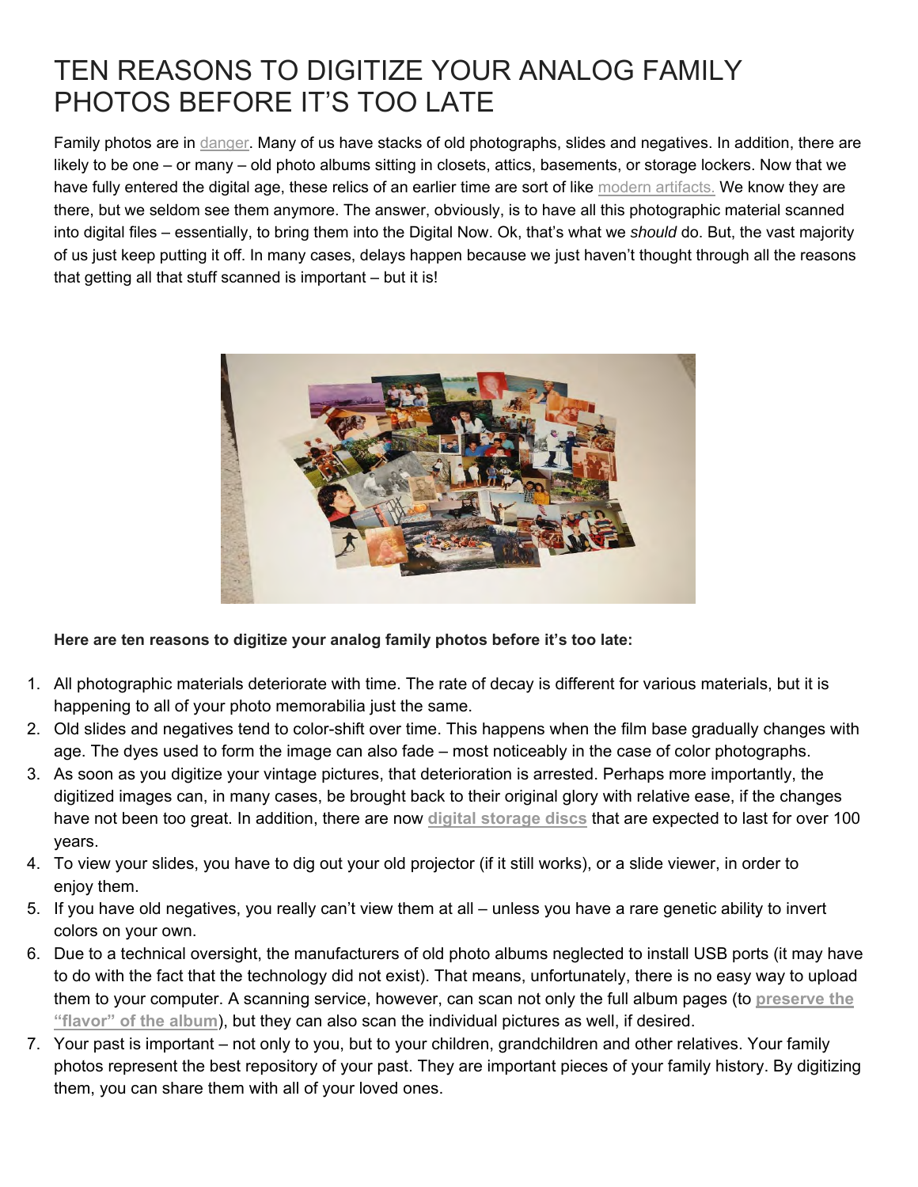# TEN REASONS TO DIGITIZE YOUR ANALOG FAMILY PHOTOS BEFORE IT'S TOO LATE

Family photos are in danger. Many of us have stacks of old photographs, slides and negatives. In addition, there are likely to be one – or many – old photo albums sitting in closets, attics, basements, or storage lockers. Now that we have fully entered the digital age, these relics of an earlier time are sort of like modern artifacts. We know they are there, but we seldom see them anymore. The answer, obviously, is to have all this photographic material scanned into digital files – essentially, to bring them into the Digital Now. Ok, that's what we *should* do. But, the vast majority of us just keep putting it off. In many cases, delays happen because we just haven't thought through all the reasons that getting all that stuff scanned is important – but it is!

**Here are ten reasons to digitize your analog family photos before it's too late:**

1. All photographic materials deteriorate with time. The rate of decay is different for various materials, but it is happening to all of your photo memorabilia just the same.
2. Old slides and negatives tend to color-shift over time. This happens when the film base gradually changes with age. The dyes used to form the image can also fade – most noticeably in the case of color photographs.
3. As soon as you digitize your vintage pictures, that deterioration is arrested. Perhaps more importantly, the digitized images can, in many cases, be brought back to their original glory with relative ease, if the changes have not been too great. In addition, there are now **digital storage discs** that are expected to last for over 100 years.
4. To view your slides, you have to dig out your old projector (if it still works), or a slide viewer, in order to enjoy them.
5. If you have old negatives, you really can't view them at all – unless you have a rare genetic ability to invert colors on your own.
6. Due to a technical oversight, the manufacturers of old photo albums neglected to install USB ports (it may have to do with the fact that the technology did not exist). That means, unfortunately, there is no easy way to upload them to your computer. A scanning service, however, can scan not only the full album pages (to **preserve the "flavor" of the album**), but they can also scan the individual pictures as well, if desired.
7. Your past is important – not only to you, but to your children, grandchildren and other relatives. Your family photos represent the best repository of your past. They are important pieces of your family history. By digitizing them, you can share them with all of your loved ones.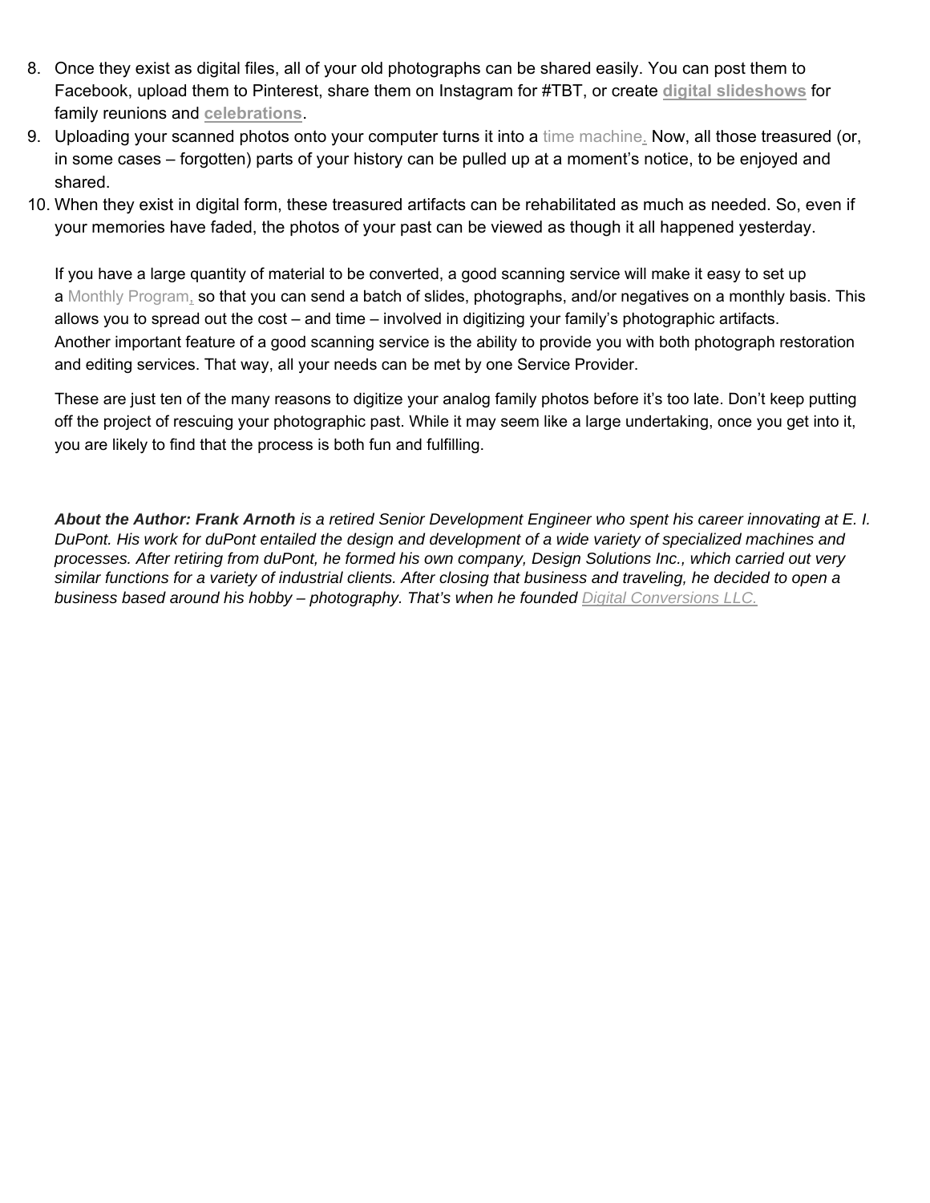8. Once they exist as digital files, all of your old photographs can be shared easily. You can post them to Facebook, upload them to Pinterest, share them on Instagram for #TBT, or create **digital slideshows** for family reunions and **celebrations**.
9. Uploading your scanned photos onto your computer turns it into a time machine. Now, all those treasured (or, in some cases – forgotten) parts of your history can be pulled up at a moment's notice, to be enjoyed and shared.
10. When they exist in digital form, these treasured artifacts can be rehabilitated as much as needed. So, even if your memories have faded, the photos of your past can be viewed as though it all happened yesterday.

If you have a large quantity of material to be converted, a good scanning service will make it easy to set up a Monthly Program, so that you can send a batch of slides, photographs, and/or negatives on a monthly basis. This allows you to spread out the cost – and time – involved in digitizing your family's photographic artifacts. Another important feature of a good scanning service is the ability to provide you with both photograph restoration and editing services. That way, all your needs can be met by one Service Provider.

These are just ten of the many reasons to digitize your analog family photos before it's too late. Don't keep putting off the project of rescuing your photographic past. While it may seem like a large undertaking, once you get into it, you are likely to find that the process is both fun and fulfilling.

***About the Author: Frank Arnoth*** *is a retired Senior Development Engineer who spent his career innovating at E. I. DuPont. His work for duPont entailed the design and development of a wide variety of specialized machines and processes. After retiring from duPont, he formed his own company, Design Solutions Inc., which carried out very similar functions for a variety of industrial clients. After closing that business and traveling, he decided to open a business based around his hobby – photography. That's when he founded Digital Conversions LLC.*